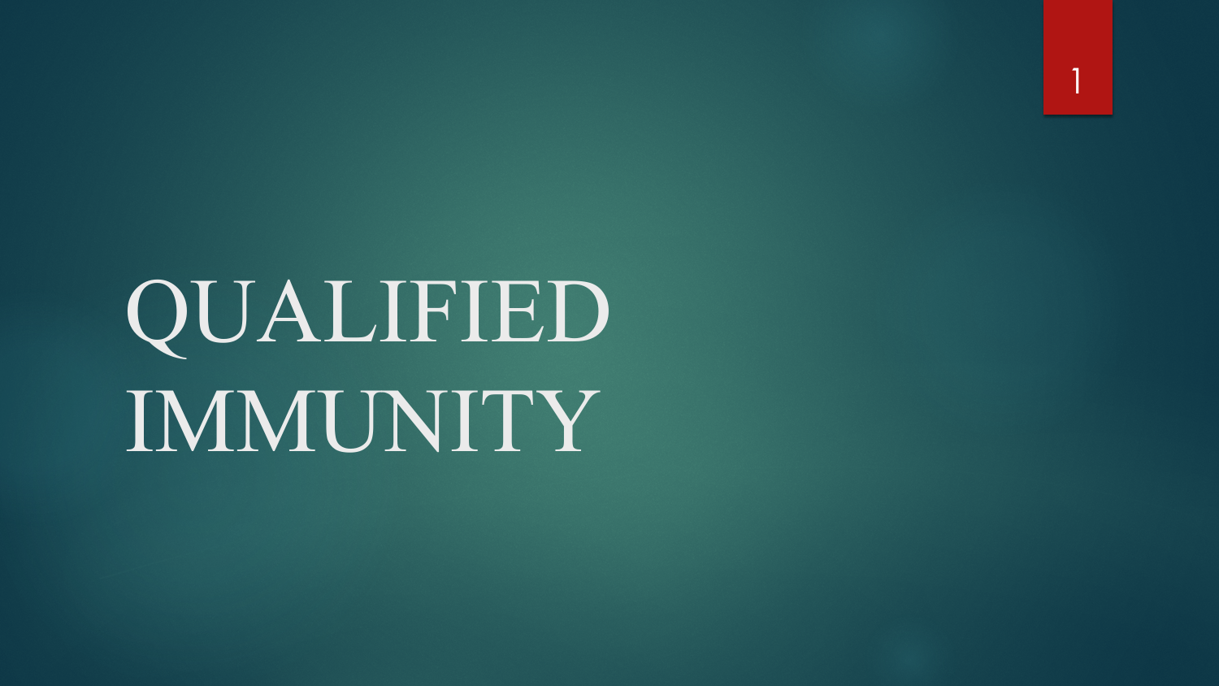# QUALIFIED IMMUNITY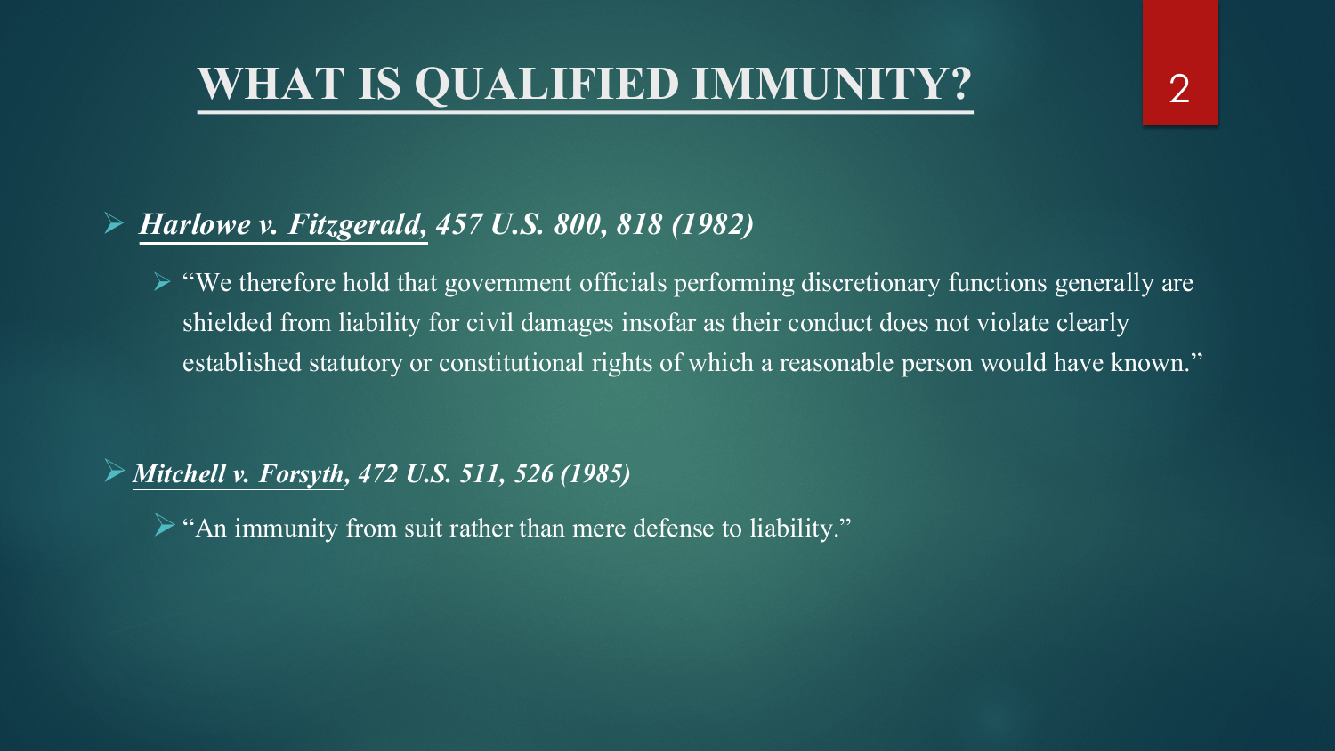# WHAT IS QUALIFIED IMMUNITY?

- ***Harlowe v. Fitzgerald*, 457 U.S. 800, 818 (1982)**
  - "We therefore hold that government officials performing discretionary functions generally are shielded from liability for civil damages insofar as their conduct does not violate clearly established statutory or constitutional rights of which a reasonable person would have known."

- ***Mitchell v. Forsyth*, 472 U.S. 511, 526 (1985)**
  - "An immunity from suit rather than mere defense to liability."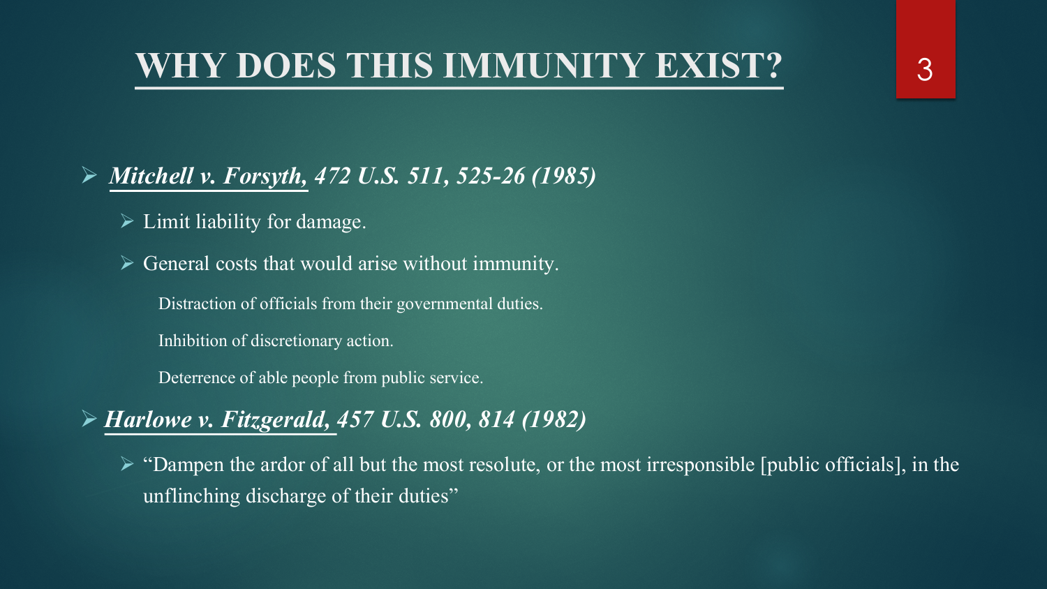# WHY DOES THIS IMMUNITY EXIST?

- ***Mitchell v. Forsyth,* 472 U.S. 511, 525-26 (1985)**
  - Limit liability for damage.
  - General costs that would arise without immunity.
    - Distraction of officials from their governmental duties.
    - Inhibition of discretionary action.
    - Deterrence of able people from public service.
- ***Harlowe v. Fitzgerald,* 457 U.S. 800, 814 (1982)**
  - "Dampen the ardor of all but the most resolute, or the most irresponsible [public officials], in the unflinching discharge of their duties"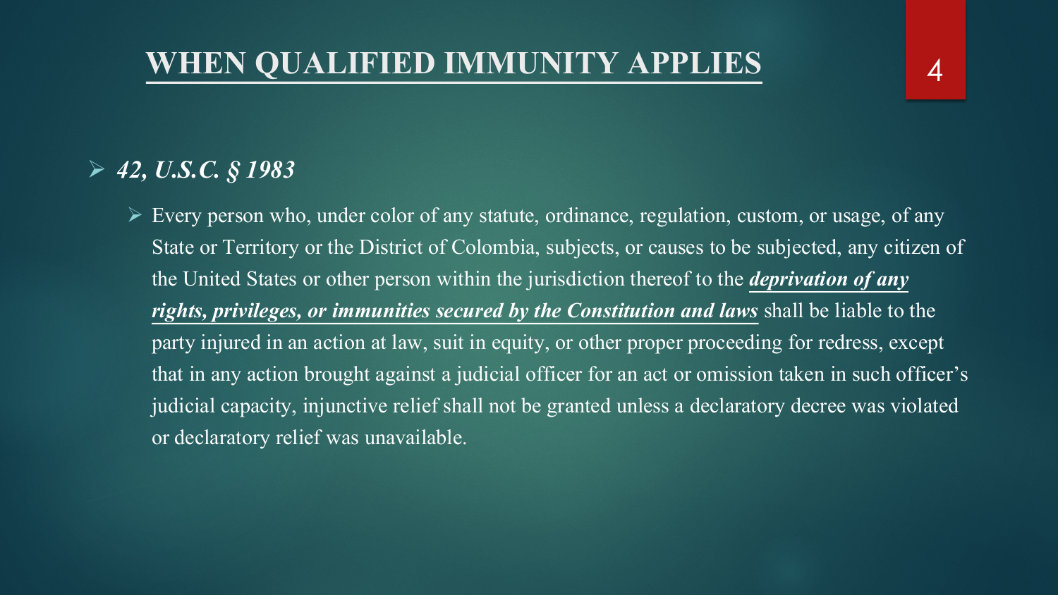# WHEN QUALIFIED IMMUNITY APPLIES

- ***42, U.S.C. § 1983***
  - Every person who, under color of any statute, ordinance, regulation, custom, or usage, of any State or Territory or the District of Colombia, subjects, or causes to be subjected, any citizen of the United States or other person within the jurisdiction thereof to the ***deprivation of any rights, privileges, or immunities secured by the Constitution and laws*** shall be liable to the party injured in an action at law, suit in equity, or other proper proceeding for redress, except that in any action brought against a judicial officer for an act or omission taken in such officer's judicial capacity, injunctive relief shall not be granted unless a declaratory decree was violated or declaratory relief was unavailable.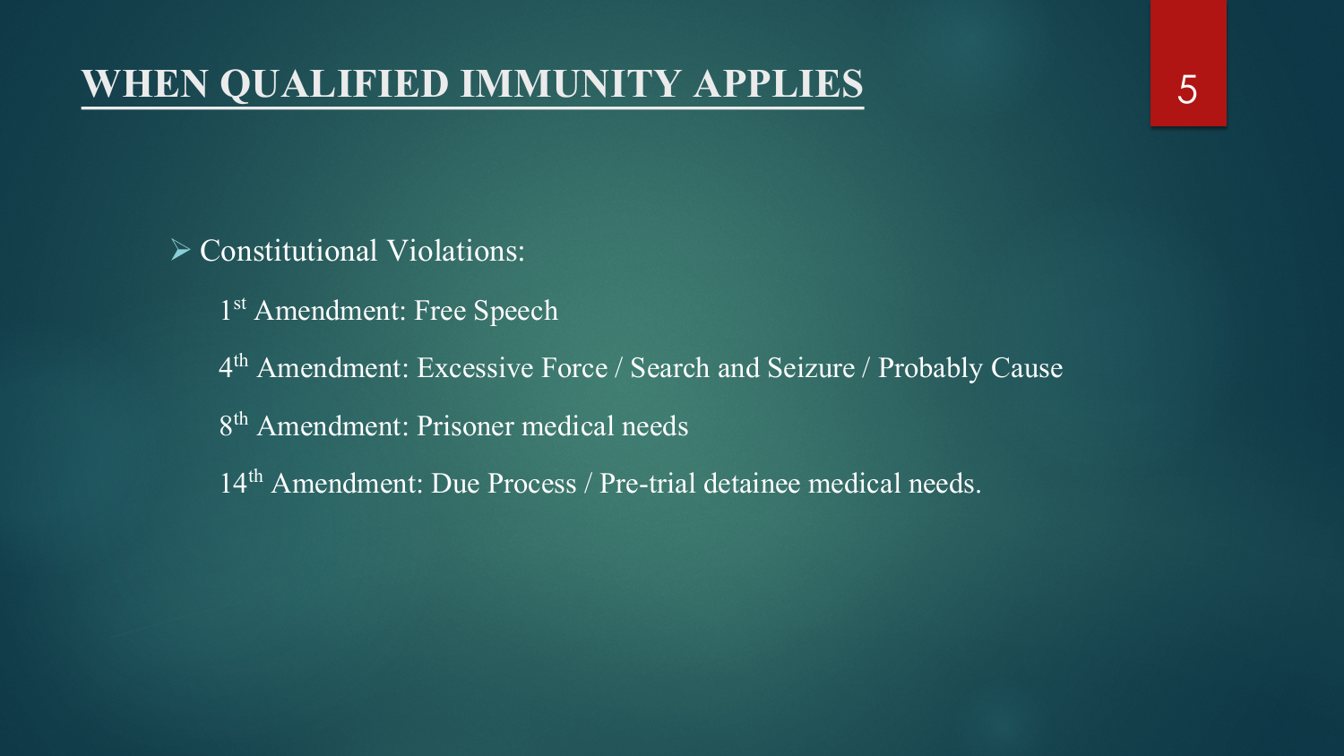# WHEN QUALIFIED IMMUNITY APPLIES

- Constitutional Violations:

  1st Amendment: Free Speech

  4th Amendment: Excessive Force / Search and Seizure / Probably Cause

  8th Amendment: Prisoner medical needs

  14th Amendment: Due Process / Pre-trial detainee medical needs.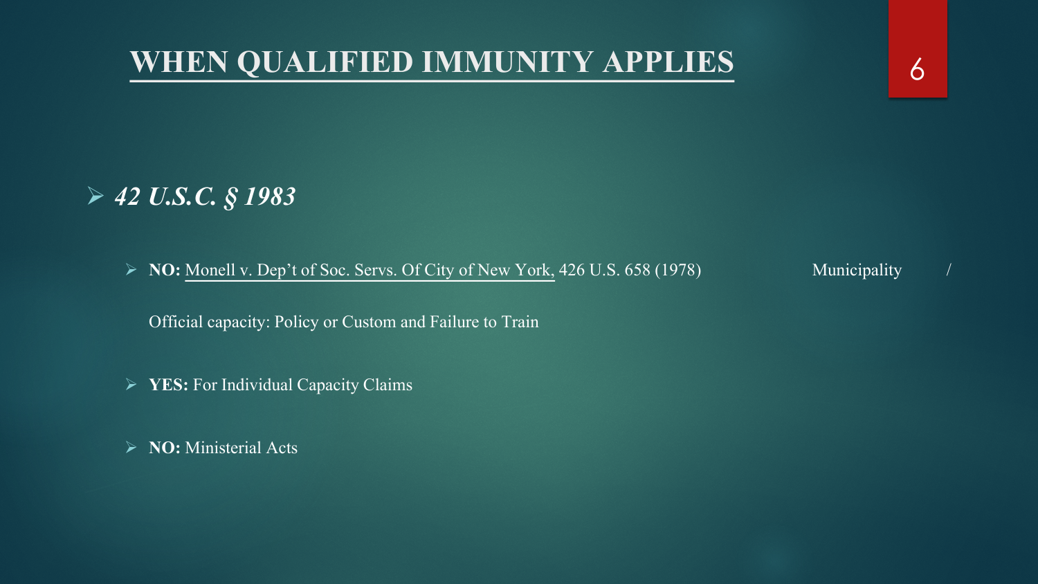# WHEN QUALIFIED IMMUNITY APPLIES

- ***42 U.S.C. § 1983***
  - **NO:** Monell v. Dep't of Soc. Servs. Of City of New York, 426 U.S. 658 (1978) Municipality / Official capacity: Policy or Custom and Failure to Train
  - **YES:** For Individual Capacity Claims
  - **NO:** Ministerial Acts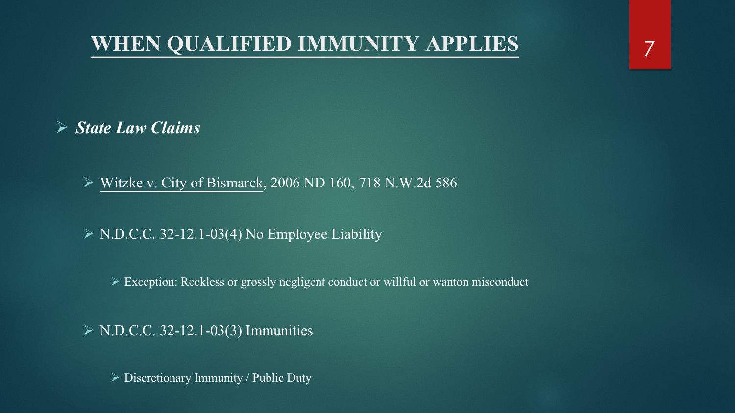# WHEN QUALIFIED IMMUNITY APPLIES

- ***State Law Claims***
  - Witzke v. City of Bismarck, 2006 ND 160, 718 N.W.2d 586
  - N.D.C.C. 32-12.1-03(4) No Employee Liability
    - Exception: Reckless or grossly negligent conduct or willful or wanton misconduct
  - N.D.C.C. 32-12.1-03(3) Immunities
    - Discretionary Immunity / Public Duty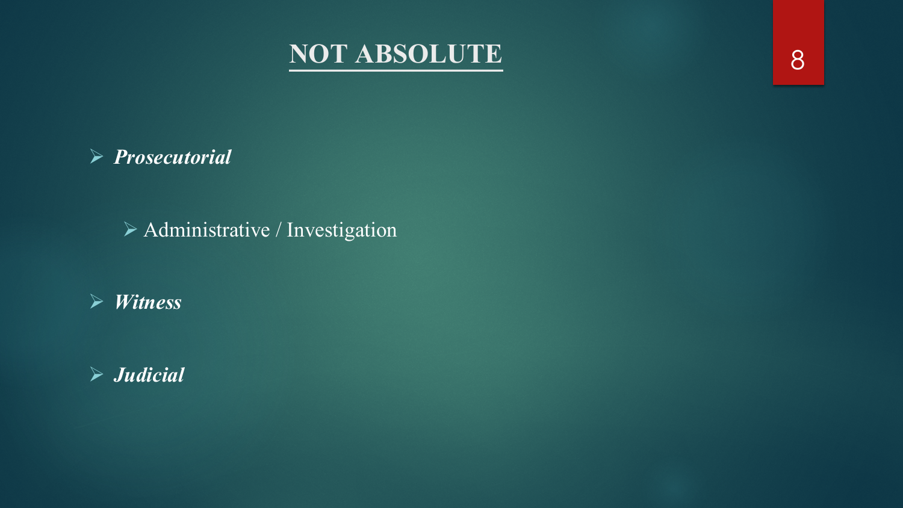# NOT ABSOLUTE

- ***Prosecutorial***
  - Administrative / Investigation
- ***Witness***
- ***Judicial***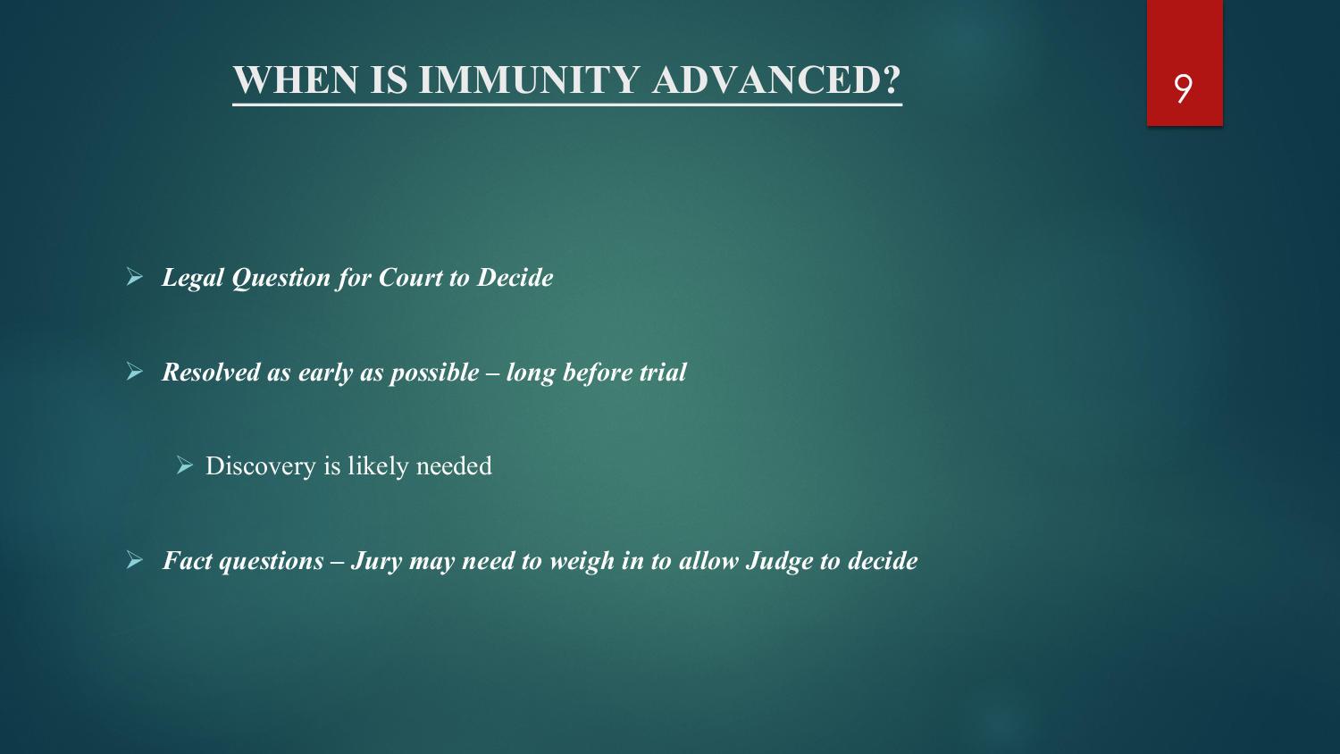# WHEN IS IMMUNITY ADVANCED?

- ***Legal Question for Court to Decide***
- ***Resolved as early as possible – long before trial***
  - Discovery is likely needed
- ***Fact questions – Jury may need to weigh in to allow Judge to decide***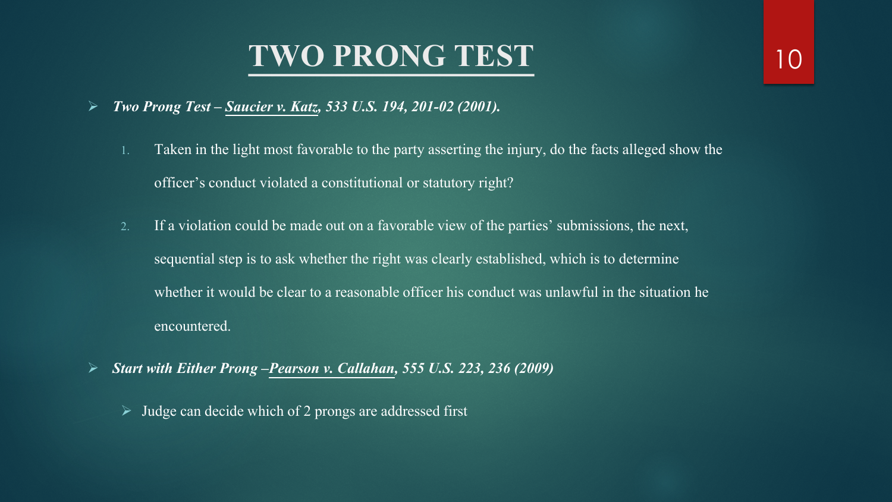# TWO PRONG TEST

- ***Two Prong Test – Saucier v. Katz, 533 U.S. 194, 201-02 (2001).***

  1. Taken in the light most favorable to the party asserting the injury, do the facts alleged show the officer's conduct violated a constitutional or statutory right?
  2. If a violation could be made out on a favorable view of the parties' submissions, the next, sequential step is to ask whether the right was clearly established, which is to determine whether it would be clear to a reasonable officer his conduct was unlawful in the situation he encountered.

- ***Start with Either Prong –Pearson v. Callahan, 555 U.S. 223, 236 (2009)***

  - Judge can decide which of 2 prongs are addressed first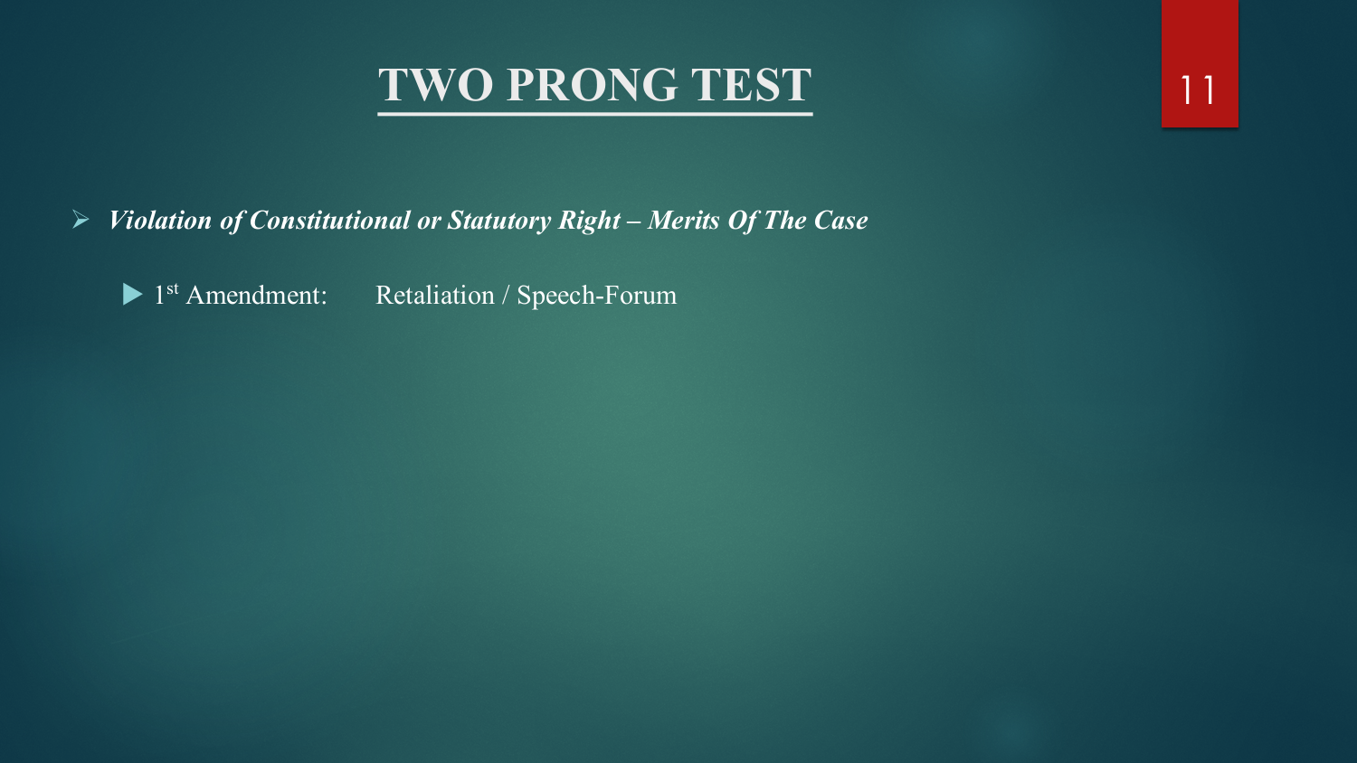# TWO PRONG TEST

- ***Violation of Constitutional or Statutory Right – Merits Of The Case***
  - 1st Amendment: Retaliation / Speech-Forum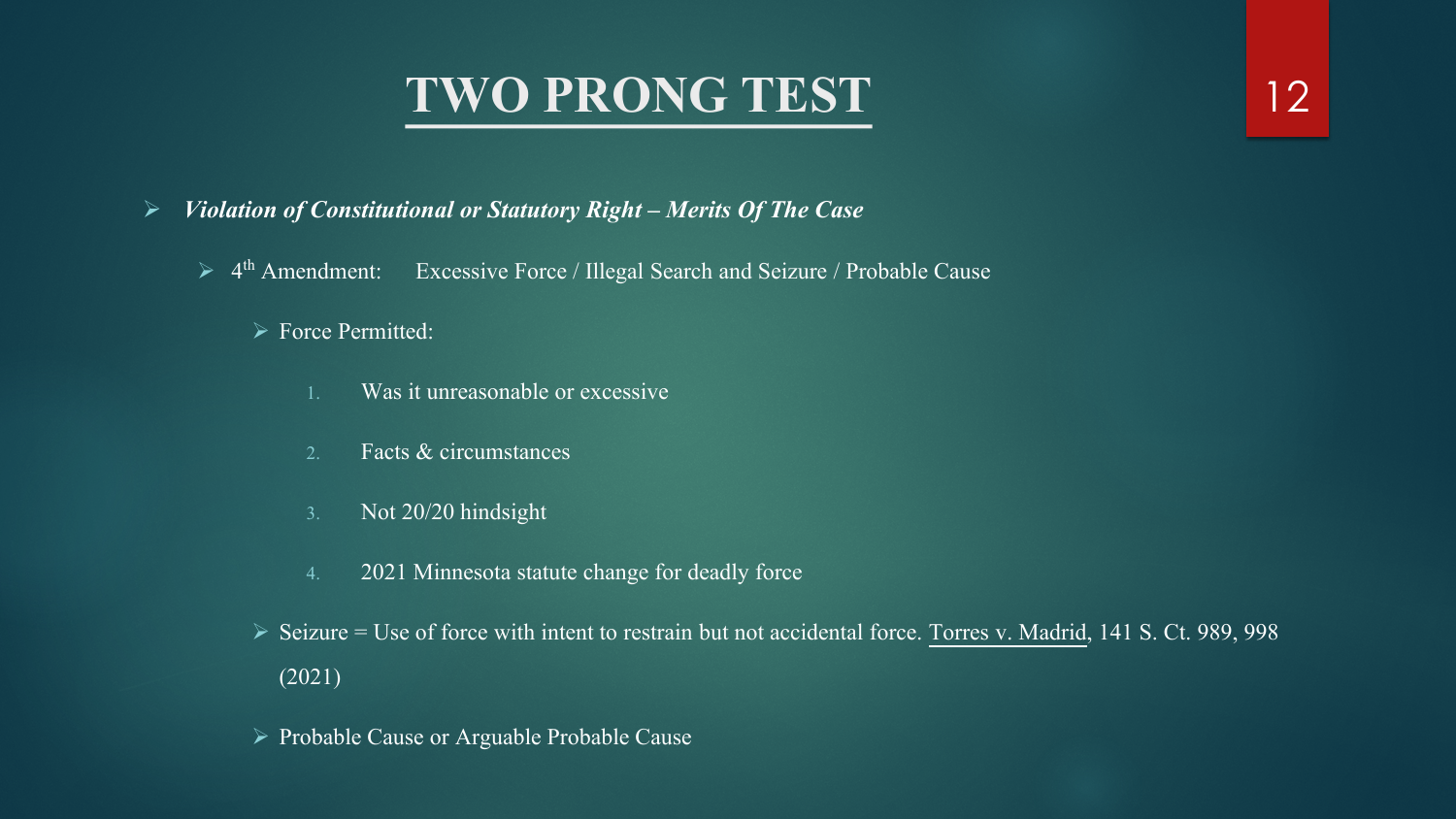# TWO PRONG TEST

- ***Violation of Constitutional or Statutory Right – Merits Of The Case***
  - 4th Amendment: Excessive Force / Illegal Search and Seizure / Probable Cause
    - Force Permitted:
      1. Was it unreasonable or excessive
      2. Facts & circumstances
      3. Not 20/20 hindsight
      4. 2021 Minnesota statute change for deadly force
    - Seizure = Use of force with intent to restrain but not accidental force. Torres v. Madrid, 141 S. Ct. 989, 998 (2021)
    - Probable Cause or Arguable Probable Cause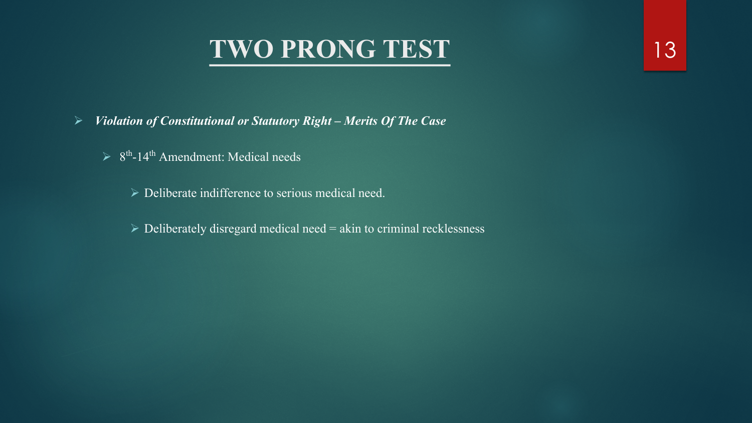# TWO PRONG TEST

- ***Violation of Constitutional or Statutory Right – Merits Of The Case***
  - 8th-14th Amendment: Medical needs
    - Deliberate indifference to serious medical need.
    - Deliberately disregard medical need = akin to criminal recklessness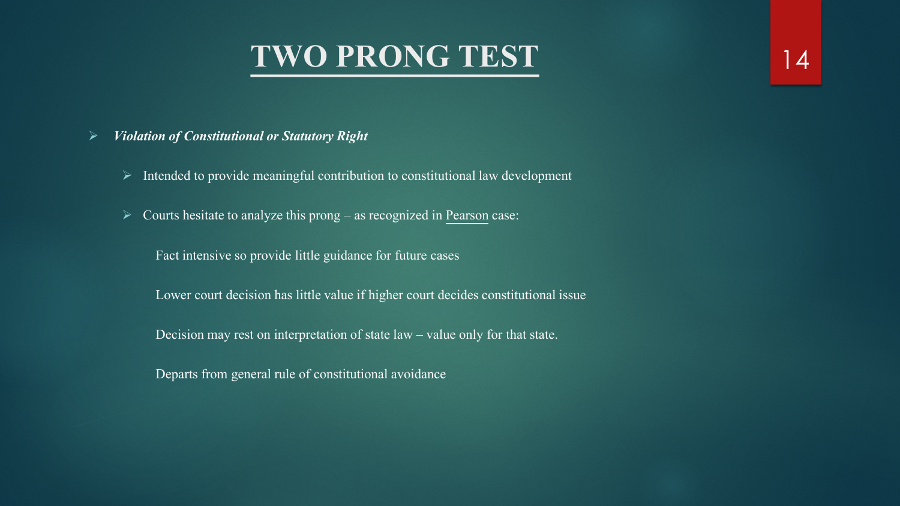# TWO PRONG TEST

- ***Violation of Constitutional or Statutory Right***
  - Intended to provide meaningful contribution to constitutional law development
  - Courts hesitate to analyze this prong – as recognized in Pearson case:

    Fact intensive so provide little guidance for future cases

    Lower court decision has little value if higher court decides constitutional issue

    Decision may rest on interpretation of state law – value only for that state.

    Departs from general rule of constitutional avoidance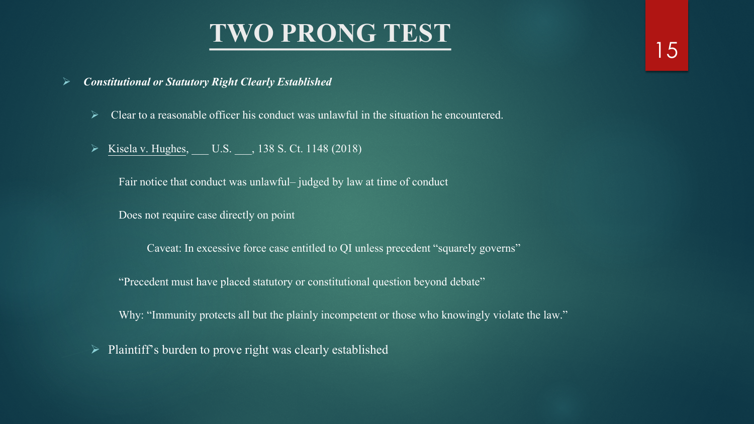# TWO PRONG TEST

- ***Constitutional or Statutory Right Clearly Established***
  - Clear to a reasonable officer his conduct was unlawful in the situation he encountered.
  - Kisela v. Hughes, ___ U.S. ___, 138 S. Ct. 1148 (2018)

    Fair notice that conduct was unlawful– judged by law at time of conduct

    Does not require case directly on point

      Caveat: In excessive force case entitled to QI unless precedent "squarely governs"

    "Precedent must have placed statutory or constitutional question beyond debate"

    Why: "Immunity protects all but the plainly incompetent or those who knowingly violate the law."
  - Plaintiff's burden to prove right was clearly established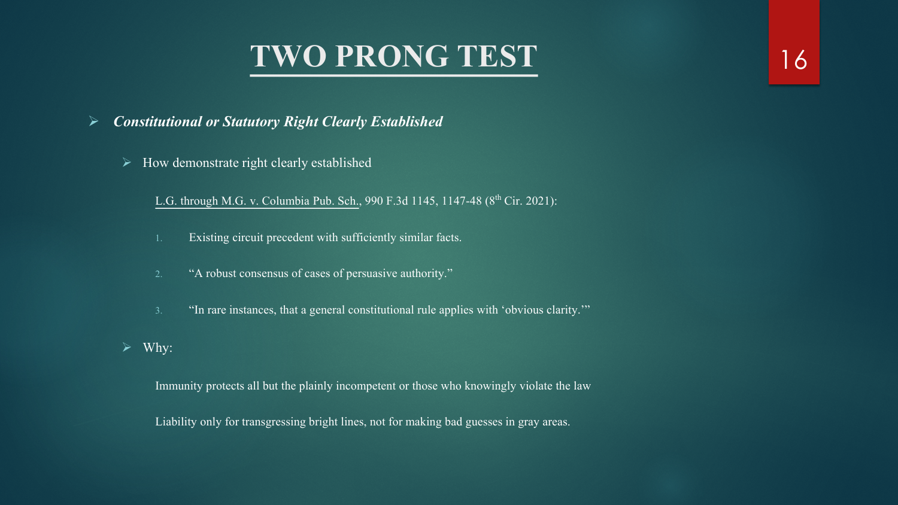# TWO PRONG TEST

- ***Constitutional or Statutory Right Clearly Established***
  - How demonstrate right clearly established

    L.G. through M.G. v. Columbia Pub. Sch., 990 F.3d 1145, 1147-48 (8th Cir. 2021):

    1. Existing circuit precedent with sufficiently similar facts.
    2. "A robust consensus of cases of persuasive authority."
    3. "In rare instances, that a general constitutional rule applies with 'obvious clarity.'"

  - Why:

    Immunity protects all but the plainly incompetent or those who knowingly violate the law

    Liability only for transgressing bright lines, not for making bad guesses in gray areas.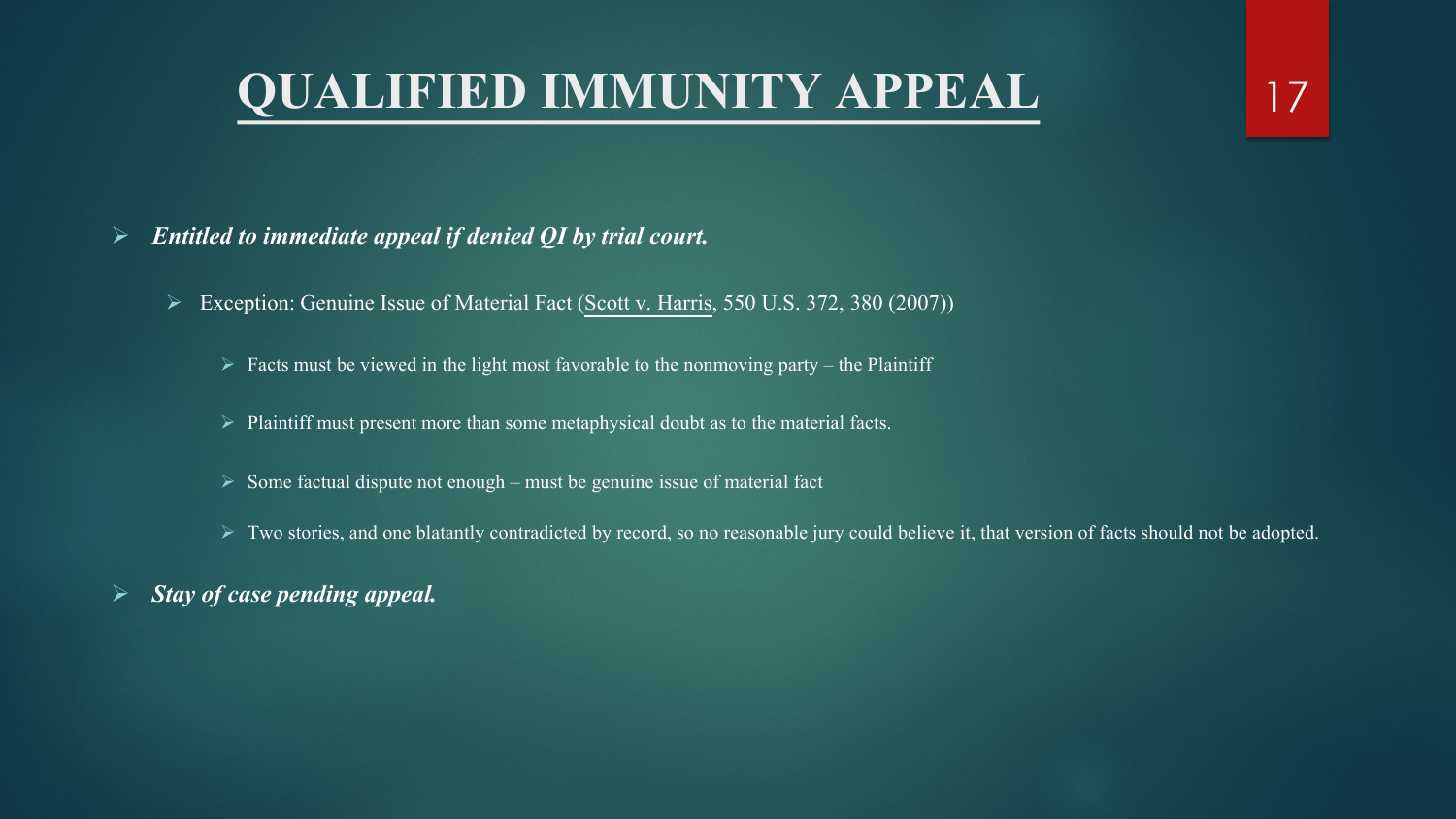# QUALIFIED IMMUNITY APPEAL

- ***Entitled to immediate appeal if denied QI by trial court.***
  - Exception: Genuine Issue of Material Fact (Scott v. Harris, 550 U.S. 372, 380 (2007))
    - Facts must be viewed in the light most favorable to the nonmoving party – the Plaintiff
    - Plaintiff must present more than some metaphysical doubt as to the material facts.
    - Some factual dispute not enough – must be genuine issue of material fact
    - Two stories, and one blatantly contradicted by record, so no reasonable jury could believe it, that version of facts should not be adopted.
- ***Stay of case pending appeal.***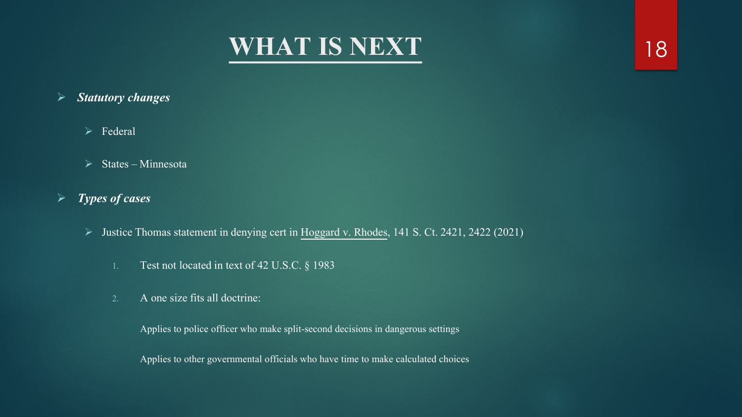# WHAT IS NEXT

- ***Statutory changes***
  - Federal
  - States – Minnesota
- ***Types of cases***
  - Justice Thomas statement in denying cert in Hoggard v. Rhodes, 141 S. Ct. 2421, 2422 (2021)
    1. Test not located in text of 42 U.S.C. § 1983
    2. A one size fits all doctrine:

       Applies to police officer who make split-second decisions in dangerous settings

       Applies to other governmental officials who have time to make calculated choices